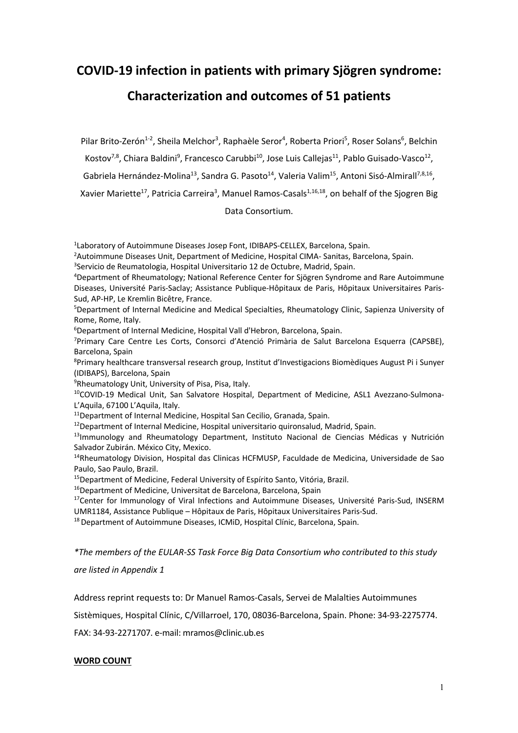# COVID-19 infection in patients with primary Sjögren syndrome: Characterization and outcomes of 51 patients

Pilar Brito-Zerón[1-2], Sheila Melchor[3], Raphaèle Seror[4], Roberta Priori[5], Roser Solans[6], Belchin Kostov[7,8], Chiara Baldini[9], Francesco Carubbi[10], Jose Luis Callejas[11], Pablo Guisado-Vasco[12], Gabriela Hernández-Molina[13], Sandra G. Pasoto[14], Valeria Valim[15], Antoni Sisó-Almirall[7,8,16], Xavier Mariette[17], Patricia Carreira[3], Manuel Ramos-Casals[1,16,18], on behalf of the Sjogren Big Data Consortium.

[1]Laboratory of Autoimmune Diseases Josep Font, IDIBAPS-CELLEX, Barcelona, Spain.
[2]Autoimmune Diseases Unit, Department of Medicine, Hospital CIMA- Sanitas, Barcelona, Spain.
[3]Servicio de Reumatologia, Hospital Universitario 12 de Octubre, Madrid, Spain.
[4]Department of Rheumatology; National Reference Center for Sjögren Syndrome and Rare Autoimmune Diseases, Université Paris-Saclay; Assistance Publique-Hôpitaux de Paris, Hôpitaux Universitaires Paris-Sud, AP-HP, Le Kremlin Bicêtre, France.
[5]Department of Internal Medicine and Medical Specialties, Rheumatology Clinic, Sapienza University of Rome, Rome, Italy.
[6]Department of Internal Medicine, Hospital Vall d'Hebron, Barcelona, Spain.
[7]Primary Care Centre Les Corts, Consorci d'Atenció Primària de Salut Barcelona Esquerra (CAPSBE), Barcelona, Spain
[8]Primary healthcare transversal research group, Institut d'Investigacions Biomèdiques August Pi i Sunyer (IDIBAPS), Barcelona, Spain
[9]Rheumatology Unit, University of Pisa, Pisa, Italy.
[10]COVID-19 Medical Unit, San Salvatore Hospital, Department of Medicine, ASL1 Avezzano-Sulmona-L'Aquila, 67100 L'Aquila, Italy.
[11]Department of Internal Medicine, Hospital San Cecilio, Granada, Spain.
[12]Department of Internal Medicine, Hospital universitario quironsalud, Madrid, Spain.
[13]Immunology and Rheumatology Department, Instituto Nacional de Ciencias Médicas y Nutrición Salvador Zubirán. México City, Mexico.
[14]Rheumatology Division, Hospital das Clinicas HCFMUSP, Faculdade de Medicina, Universidade de Sao Paulo, Sao Paulo, Brazil.
[15]Department of Medicine, Federal University of Espírito Santo, Vitória, Brazil.
[16]Department of Medicine, Universitat de Barcelona, Barcelona, Spain
[17]Center for Immunology of Viral Infections and Autoimmune Diseases, Université Paris-Sud, INSERM UMR1184, Assistance Publique – Hôpitaux de Paris, Hôpitaux Universitaires Paris-Sud.
[18]Department of Autoimmune Diseases, ICMiD, Hospital Clínic, Barcelona, Spain.

*\*The members of the EULAR-SS Task Force Big Data Consortium who contributed to this study are listed in Appendix 1*

Address reprint requests to: Dr Manuel Ramos-Casals, Servei de Malalties Autoimmunes Sistèmiques, Hospital Clínic, C/Villarroel, 170, 08036-Barcelona, Spain. Phone: 34-93-2275774. FAX: 34-93-2271707. e-mail: mramos@clinic.ub.es

**WORD COUNT**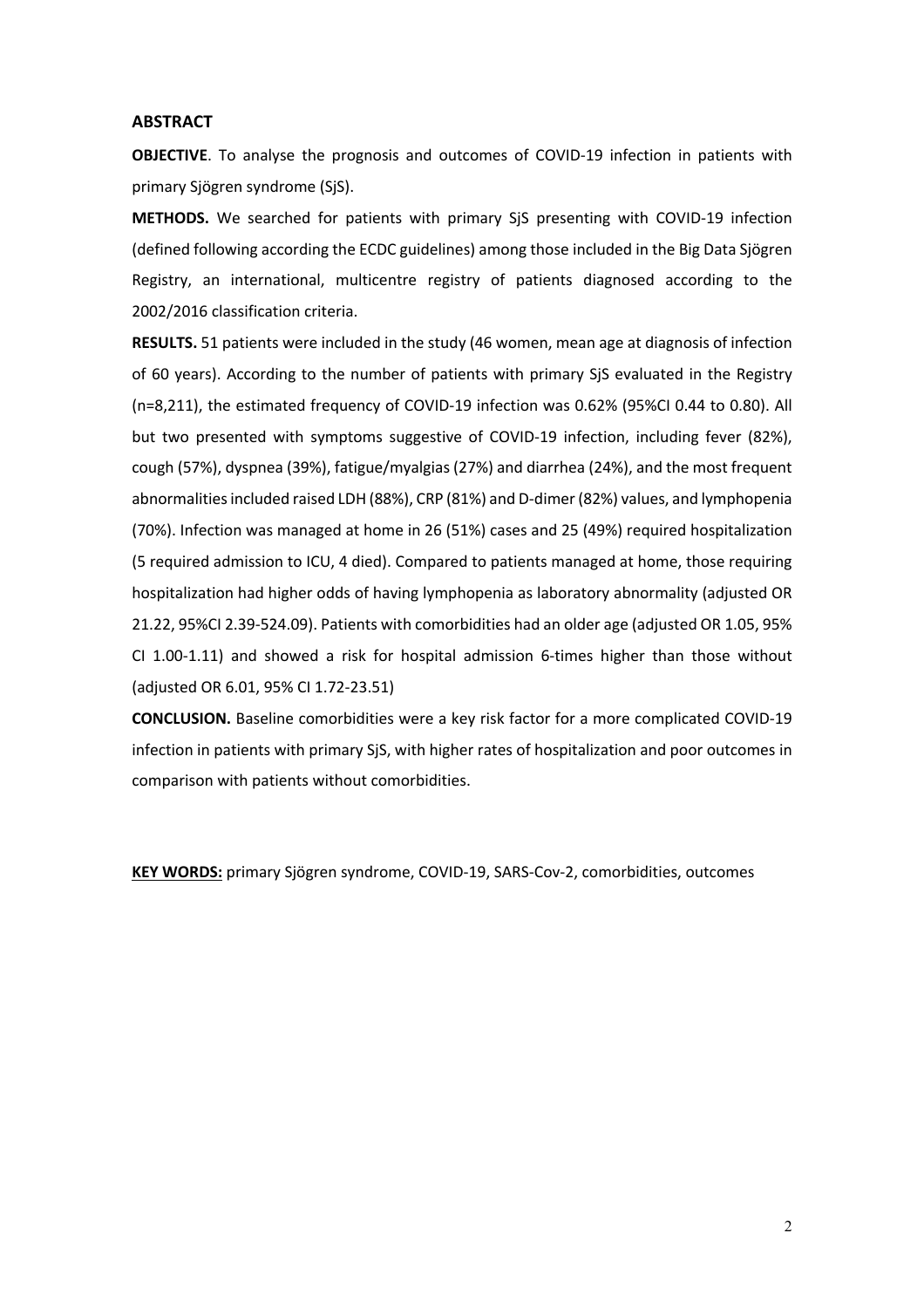## ABSTRACT

**OBJECTIVE**. To analyse the prognosis and outcomes of COVID-19 infection in patients with primary Sjögren syndrome (SjS).

**METHODS.** We searched for patients with primary SjS presenting with COVID-19 infection (defined following according the ECDC guidelines) among those included in the Big Data Sjögren Registry, an international, multicentre registry of patients diagnosed according to the 2002/2016 classification criteria.

**RESULTS.** 51 patients were included in the study (46 women, mean age at diagnosis of infection of 60 years). According to the number of patients with primary SjS evaluated in the Registry (n=8,211), the estimated frequency of COVID-19 infection was 0.62% (95%CI 0.44 to 0.80). All but two presented with symptoms suggestive of COVID-19 infection, including fever (82%), cough (57%), dyspnea (39%), fatigue/myalgias (27%) and diarrhea (24%), and the most frequent abnormalities included raised LDH (88%), CRP (81%) and D-dimer (82%) values, and lymphopenia (70%). Infection was managed at home in 26 (51%) cases and 25 (49%) required hospitalization (5 required admission to ICU, 4 died). Compared to patients managed at home, those requiring hospitalization had higher odds of having lymphopenia as laboratory abnormality (adjusted OR 21.22, 95%CI 2.39-524.09). Patients with comorbidities had an older age (adjusted OR 1.05, 95% CI 1.00-1.11) and showed a risk for hospital admission 6-times higher than those without (adjusted OR 6.01, 95% CI 1.72-23.51)

**CONCLUSION.** Baseline comorbidities were a key risk factor for a more complicated COVID-19 infection in patients with primary SjS, with higher rates of hospitalization and poor outcomes in comparison with patients without comorbidities.

**KEY WORDS:** primary Sjögren syndrome, COVID-19, SARS-Cov-2, comorbidities, outcomes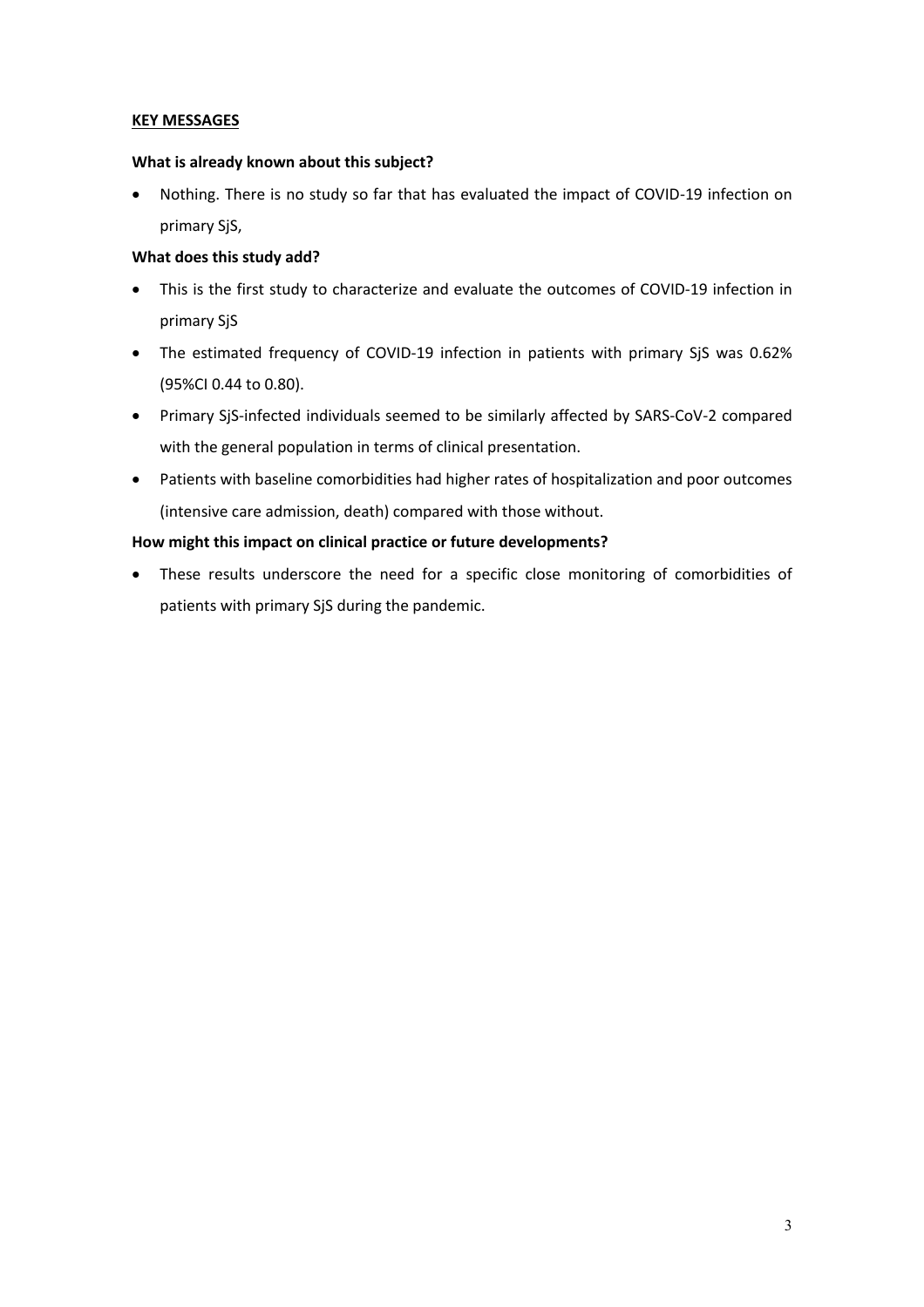## **KEY MESSAGES**

### What is already known about this subject?

- Nothing. There is no study so far that has evaluated the impact of COVID-19 infection on primary SjS,

### What does this study add?

- This is the first study to characterize and evaluate the outcomes of COVID-19 infection in primary SjS
- The estimated frequency of COVID-19 infection in patients with primary SjS was 0.62% (95%CI 0.44 to 0.80).
- Primary SjS-infected individuals seemed to be similarly affected by SARS-CoV-2 compared with the general population in terms of clinical presentation.
- Patients with baseline comorbidities had higher rates of hospitalization and poor outcomes (intensive care admission, death) compared with those without.

### How might this impact on clinical practice or future developments?

- These results underscore the need for a specific close monitoring of comorbidities of patients with primary SjS during the pandemic.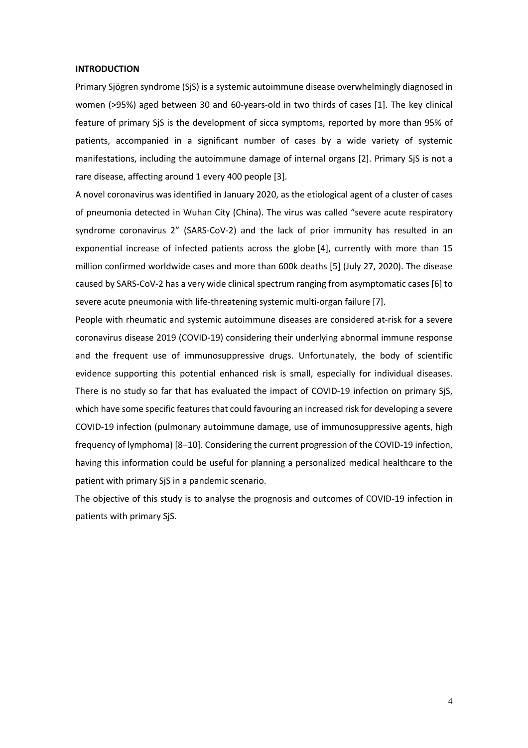## INTRODUCTION

Primary Sjögren syndrome (SjS) is a systemic autoimmune disease overwhelmingly diagnosed in women (>95%) aged between 30 and 60-years-old in two thirds of cases [1]. The key clinical feature of primary SjS is the development of sicca symptoms, reported by more than 95% of patients, accompanied in a significant number of cases by a wide variety of systemic manifestations, including the autoimmune damage of internal organs [2]. Primary SjS is not a rare disease, affecting around 1 every 400 people [3].

A novel coronavirus was identified in January 2020, as the etiological agent of a cluster of cases of pneumonia detected in Wuhan City (China). The virus was called "severe acute respiratory syndrome coronavirus 2" (SARS-CoV-2) and the lack of prior immunity has resulted in an exponential increase of infected patients across the globe [4], currently with more than 15 million confirmed worldwide cases and more than 600k deaths [5] (July 27, 2020). The disease caused by SARS-CoV-2 has a very wide clinical spectrum ranging from asymptomatic cases [6] to severe acute pneumonia with life-threatening systemic multi-organ failure [7].

People with rheumatic and systemic autoimmune diseases are considered at-risk for a severe coronavirus disease 2019 (COVID-19) considering their underlying abnormal immune response and the frequent use of immunosuppressive drugs. Unfortunately, the body of scientific evidence supporting this potential enhanced risk is small, especially for individual diseases. There is no study so far that has evaluated the impact of COVID-19 infection on primary SjS, which have some specific features that could favouring an increased risk for developing a severe COVID-19 infection (pulmonary autoimmune damage, use of immunosuppressive agents, high frequency of lymphoma) [8–10]. Considering the current progression of the COVID-19 infection, having this information could be useful for planning a personalized medical healthcare to the patient with primary SjS in a pandemic scenario.

The objective of this study is to analyse the prognosis and outcomes of COVID-19 infection in patients with primary SjS.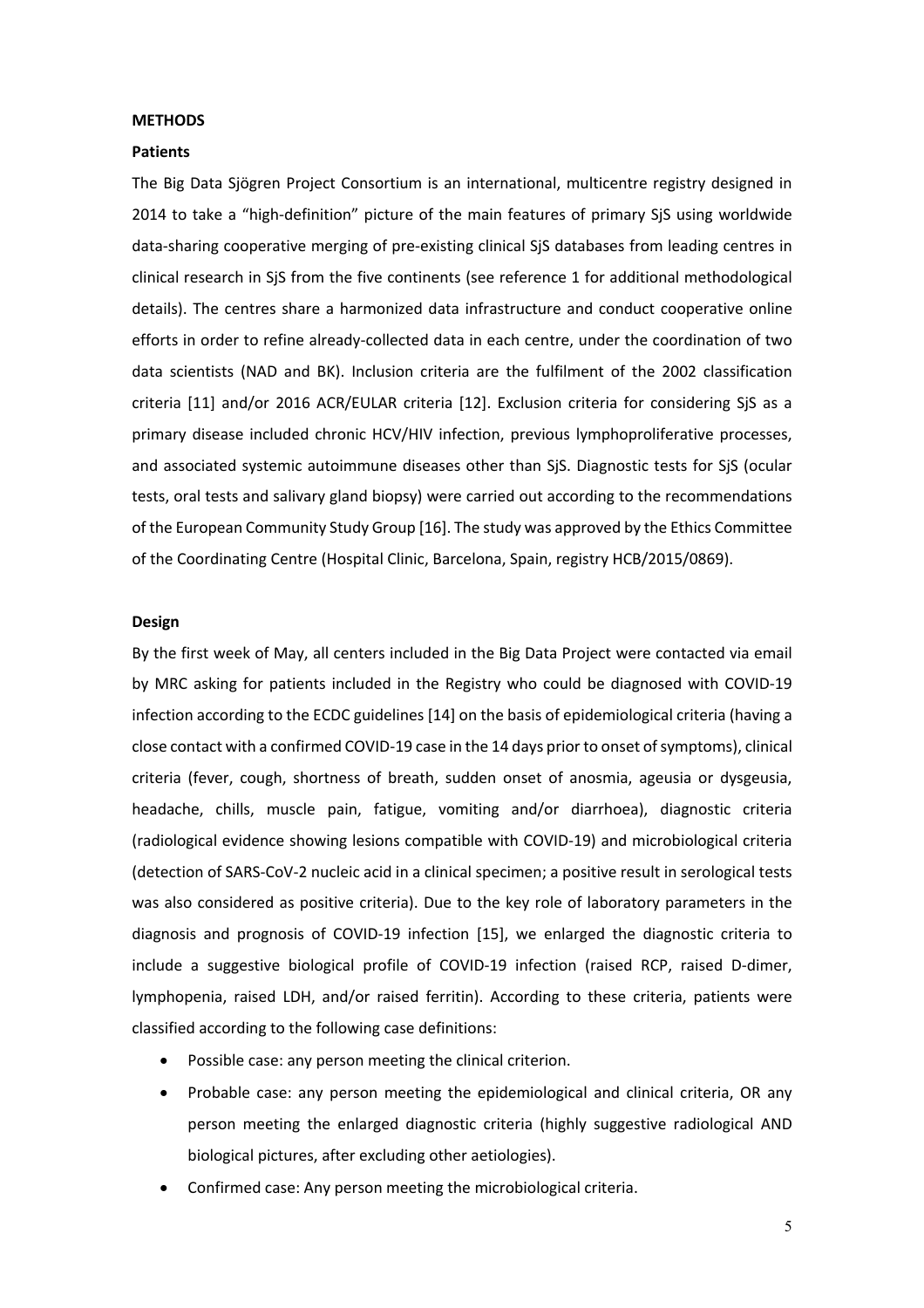## METHODS

### Patients

The Big Data Sjögren Project Consortium is an international, multicentre registry designed in 2014 to take a "high-definition" picture of the main features of primary SjS using worldwide data-sharing cooperative merging of pre-existing clinical SjS databases from leading centres in clinical research in SjS from the five continents (see reference 1 for additional methodological details). The centres share a harmonized data infrastructure and conduct cooperative online efforts in order to refine already-collected data in each centre, under the coordination of two data scientists (NAD and BK). Inclusion criteria are the fulfilment of the 2002 classification criteria [11] and/or 2016 ACR/EULAR criteria [12]. Exclusion criteria for considering SjS as a primary disease included chronic HCV/HIV infection, previous lymphoproliferative processes, and associated systemic autoimmune diseases other than SjS. Diagnostic tests for SjS (ocular tests, oral tests and salivary gland biopsy) were carried out according to the recommendations of the European Community Study Group [16]. The study was approved by the Ethics Committee of the Coordinating Centre (Hospital Clinic, Barcelona, Spain, registry HCB/2015/0869).

### Design

By the first week of May, all centers included in the Big Data Project were contacted via email by MRC asking for patients included in the Registry who could be diagnosed with COVID-19 infection according to the ECDC guidelines [14] on the basis of epidemiological criteria (having a close contact with a confirmed COVID-19 case in the 14 days prior to onset of symptoms), clinical criteria (fever, cough, shortness of breath, sudden onset of anosmia, ageusia or dysgeusia, headache, chills, muscle pain, fatigue, vomiting and/or diarrhoea), diagnostic criteria (radiological evidence showing lesions compatible with COVID-19) and microbiological criteria (detection of SARS-CoV-2 nucleic acid in a clinical specimen; a positive result in serological tests was also considered as positive criteria). Due to the key role of laboratory parameters in the diagnosis and prognosis of COVID-19 infection [15], we enlarged the diagnostic criteria to include a suggestive biological profile of COVID-19 infection (raised RCP, raised D-dimer, lymphopenia, raised LDH, and/or raised ferritin). According to these criteria, patients were classified according to the following case definitions:

- Possible case: any person meeting the clinical criterion.
- Probable case: any person meeting the epidemiological and clinical criteria, OR any person meeting the enlarged diagnostic criteria (highly suggestive radiological AND biological pictures, after excluding other aetiologies).
- Confirmed case: Any person meeting the microbiological criteria.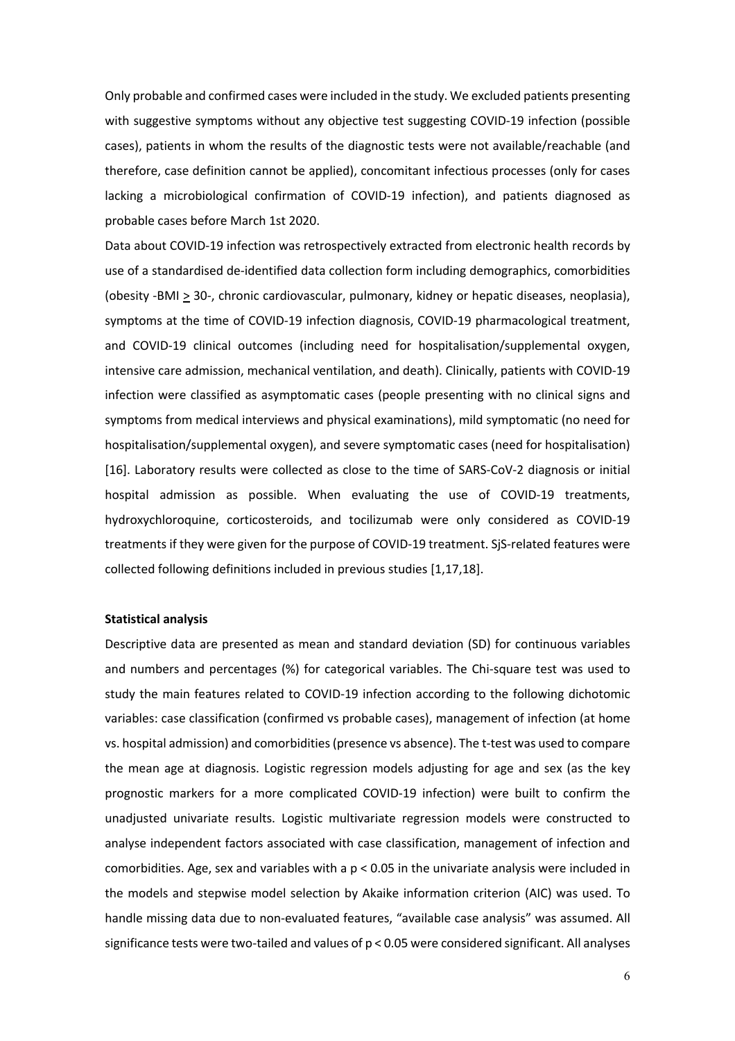Only probable and confirmed cases were included in the study. We excluded patients presenting with suggestive symptoms without any objective test suggesting COVID-19 infection (possible cases), patients in whom the results of the diagnostic tests were not available/reachable (and therefore, case definition cannot be applied), concomitant infectious processes (only for cases lacking a microbiological confirmation of COVID-19 infection), and patients diagnosed as probable cases before March 1st 2020.

Data about COVID-19 infection was retrospectively extracted from electronic health records by use of a standardised de-identified data collection form including demographics, comorbidities (obesity -BMI $\geq$ 30-, chronic cardiovascular, pulmonary, kidney or hepatic diseases, neoplasia), symptoms at the time of COVID-19 infection diagnosis, COVID-19 pharmacological treatment, and COVID-19 clinical outcomes (including need for hospitalisation/supplemental oxygen, intensive care admission, mechanical ventilation, and death). Clinically, patients with COVID-19 infection were classified as asymptomatic cases (people presenting with no clinical signs and symptoms from medical interviews and physical examinations), mild symptomatic (no need for hospitalisation/supplemental oxygen), and severe symptomatic cases (need for hospitalisation) [16]. Laboratory results were collected as close to the time of SARS-CoV-2 diagnosis or initial hospital admission as possible. When evaluating the use of COVID-19 treatments, hydroxychloroquine, corticosteroids, and tocilizumab were only considered as COVID-19 treatments if they were given for the purpose of COVID-19 treatment. SjS-related features were collected following definitions included in previous studies [1,17,18].

**Statistical analysis**

Descriptive data are presented as mean and standard deviation (SD) for continuous variables and numbers and percentages (%) for categorical variables. The Chi-square test was used to study the main features related to COVID-19 infection according to the following dichotomic variables: case classification (confirmed vs probable cases), management of infection (at home vs. hospital admission) and comorbidities (presence vs absence). The t-test was used to compare the mean age at diagnosis. Logistic regression models adjusting for age and sex (as the key prognostic markers for a more complicated COVID-19 infection) were built to confirm the unadjusted univariate results. Logistic multivariate regression models were constructed to analyse independent factors associated with case classification, management of infection and comorbidities. Age, sex and variables with a $p < 0.05$ in the univariate analysis were included in the models and stepwise model selection by Akaike information criterion (AIC) was used. To handle missing data due to non-evaluated features, "available case analysis" was assumed. All significance tests were two-tailed and values of $p < 0.05$ were considered significant. All analyses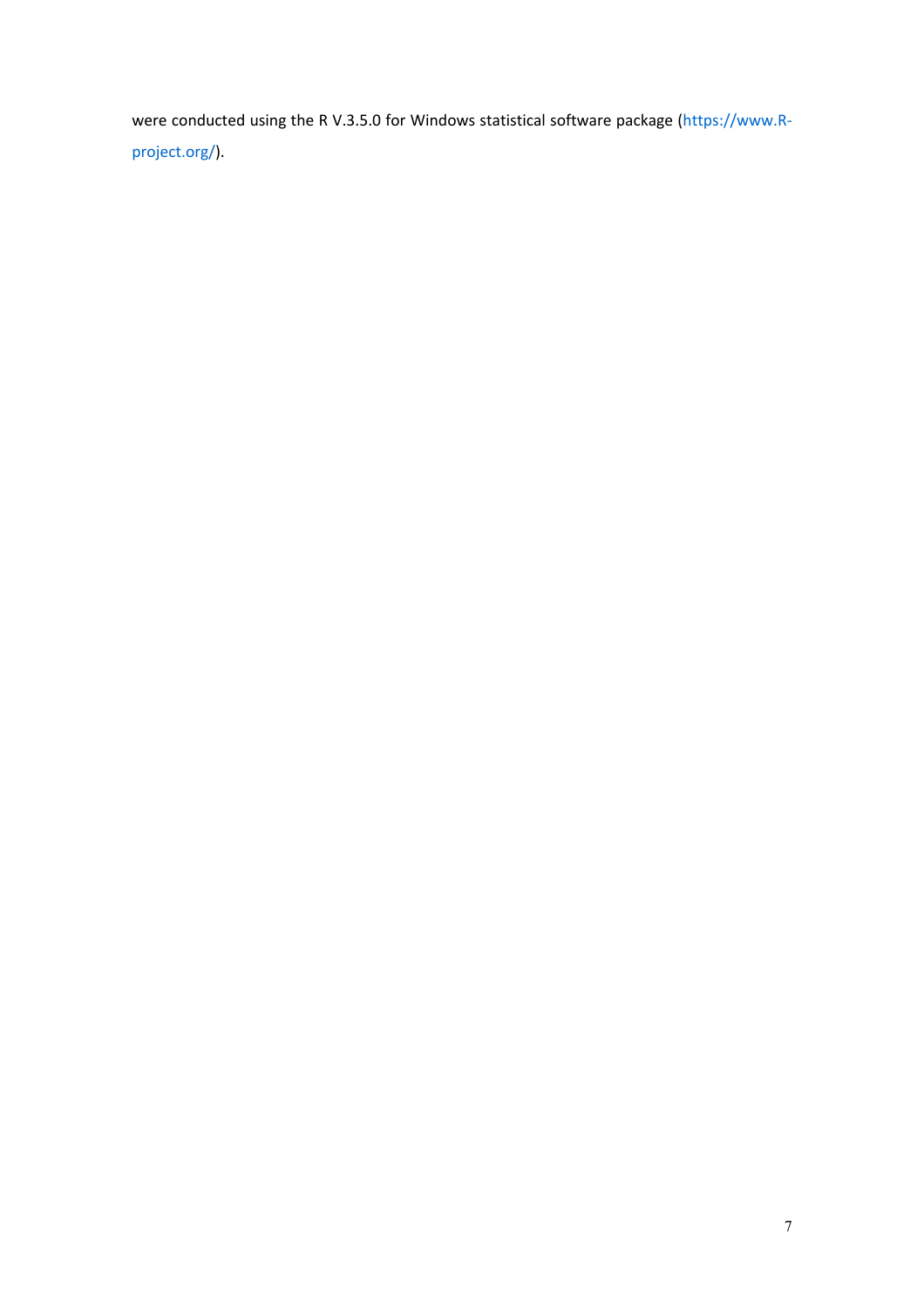were conducted using the R V.3.5.0 for Windows statistical software package (https://www.R-project.org/).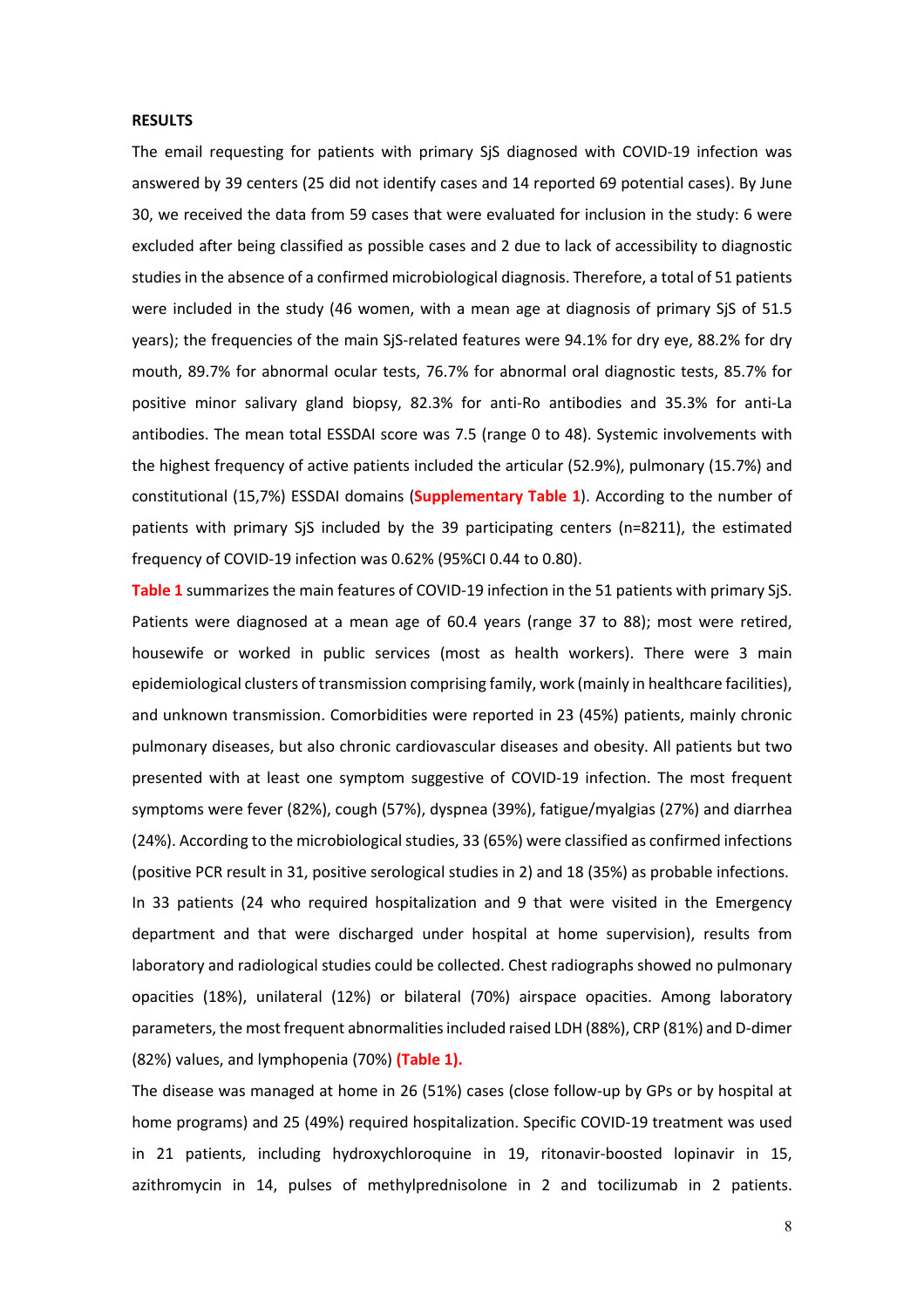## RESULTS

The email requesting for patients with primary SjS diagnosed with COVID-19 infection was answered by 39 centers (25 did not identify cases and 14 reported 69 potential cases). By June 30, we received the data from 59 cases that were evaluated for inclusion in the study: 6 were excluded after being classified as possible cases and 2 due to lack of accessibility to diagnostic studies in the absence of a confirmed microbiological diagnosis. Therefore, a total of 51 patients were included in the study (46 women, with a mean age at diagnosis of primary SjS of 51.5 years); the frequencies of the main SjS-related features were 94.1% for dry eye, 88.2% for dry mouth, 89.7% for abnormal ocular tests, 76.7% for abnormal oral diagnostic tests, 85.7% for positive minor salivary gland biopsy, 82.3% for anti-Ro antibodies and 35.3% for anti-La antibodies. The mean total ESSDAI score was 7.5 (range 0 to 48). Systemic involvements with the highest frequency of active patients included the articular (52.9%), pulmonary (15.7%) and constitutional (15,7%) ESSDAI domains (**Supplementary Table 1**). According to the number of patients with primary SjS included by the 39 participating centers (n=8211), the estimated frequency of COVID-19 infection was 0.62% (95%CI 0.44 to 0.80).

**Table 1** summarizes the main features of COVID-19 infection in the 51 patients with primary SjS. Patients were diagnosed at a mean age of 60.4 years (range 37 to 88); most were retired, housewife or worked in public services (most as health workers). There were 3 main epidemiological clusters of transmission comprising family, work (mainly in healthcare facilities), and unknown transmission. Comorbidities were reported in 23 (45%) patients, mainly chronic pulmonary diseases, but also chronic cardiovascular diseases and obesity. All patients but two presented with at least one symptom suggestive of COVID-19 infection. The most frequent symptoms were fever (82%), cough (57%), dyspnea (39%), fatigue/myalgias (27%) and diarrhea (24%). According to the microbiological studies, 33 (65%) were classified as confirmed infections (positive PCR result in 31, positive serological studies in 2) and 18 (35%) as probable infections. In 33 patients (24 who required hospitalization and 9 that were visited in the Emergency department and that were discharged under hospital at home supervision), results from laboratory and radiological studies could be collected. Chest radiographs showed no pulmonary opacities (18%), unilateral (12%) or bilateral (70%) airspace opacities. Among laboratory parameters, the most frequent abnormalities included raised LDH (88%), CRP (81%) and D-dimer (82%) values, and lymphopenia (70%) **(Table 1).**

The disease was managed at home in 26 (51%) cases (close follow-up by GPs or by hospital at home programs) and 25 (49%) required hospitalization. Specific COVID-19 treatment was used in 21 patients, including hydroxychloroquine in 19, ritonavir-boosted lopinavir in 15, azithromycin in 14, pulses of methylprednisolone in 2 and tocilizumab in 2 patients.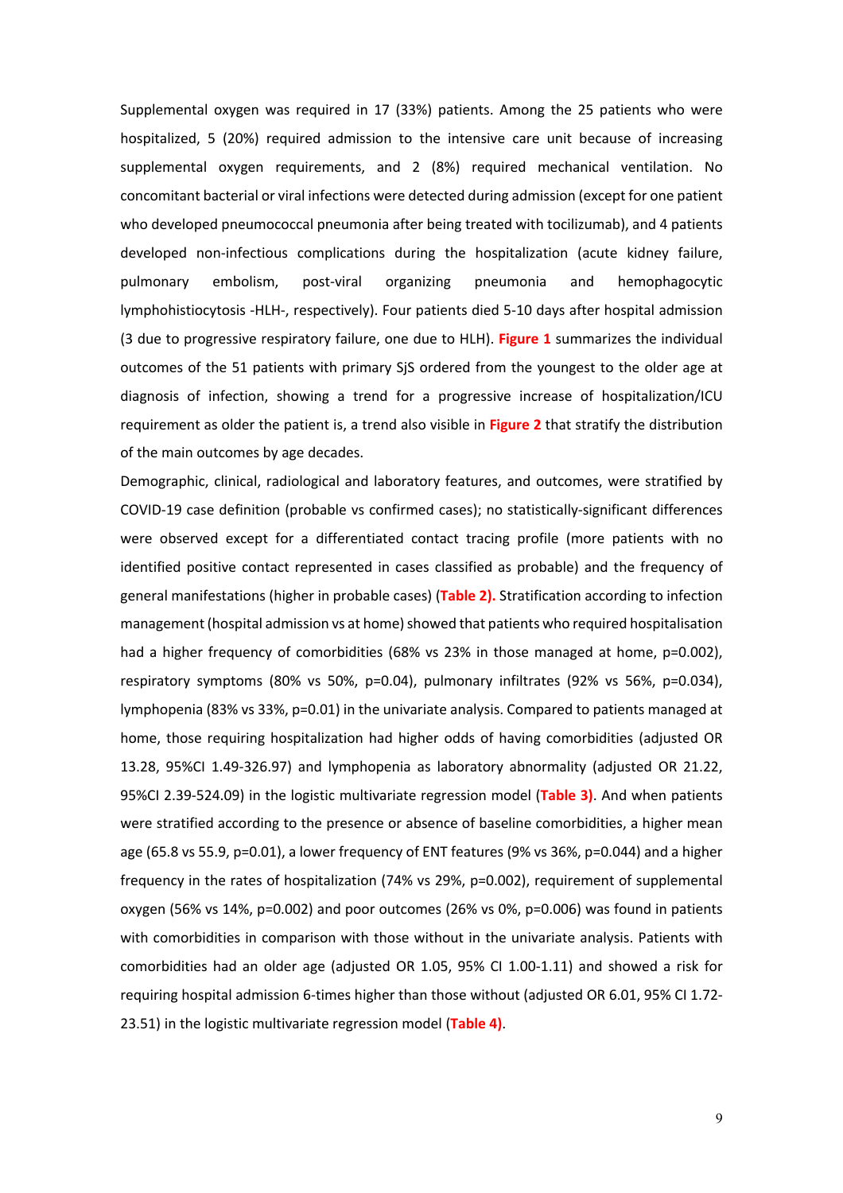Supplemental oxygen was required in 17 (33%) patients. Among the 25 patients who were hospitalized, 5 (20%) required admission to the intensive care unit because of increasing supplemental oxygen requirements, and 2 (8%) required mechanical ventilation. No concomitant bacterial or viral infections were detected during admission (except for one patient who developed pneumococcal pneumonia after being treated with tocilizumab), and 4 patients developed non-infectious complications during the hospitalization (acute kidney failure, pulmonary embolism, post-viral organizing pneumonia and hemophagocytic lymphohistiocytosis -HLH-, respectively). Four patients died 5-10 days after hospital admission (3 due to progressive respiratory failure, one due to HLH). **Figure 1** summarizes the individual outcomes of the 51 patients with primary SjS ordered from the youngest to the older age at diagnosis of infection, showing a trend for a progressive increase of hospitalization/ICU requirement as older the patient is, a trend also visible in **Figure 2** that stratify the distribution of the main outcomes by age decades.

Demographic, clinical, radiological and laboratory features, and outcomes, were stratified by COVID-19 case definition (probable vs confirmed cases); no statistically-significant differences were observed except for a differentiated contact tracing profile (more patients with no identified positive contact represented in cases classified as probable) and the frequency of general manifestations (higher in probable cases) (**Table 2).** Stratification according to infection management (hospital admission vs at home) showed that patients who required hospitalisation had a higher frequency of comorbidities (68% vs 23% in those managed at home, p=0.002), respiratory symptoms (80% vs 50%, p=0.04), pulmonary infiltrates (92% vs 56%, p=0.034), lymphopenia (83% vs 33%, p=0.01) in the univariate analysis. Compared to patients managed at home, those requiring hospitalization had higher odds of having comorbidities (adjusted OR 13.28, 95%CI 1.49-326.97) and lymphopenia as laboratory abnormality (adjusted OR 21.22, 95%CI 2.39-524.09) in the logistic multivariate regression model (**Table 3)**. And when patients were stratified according to the presence or absence of baseline comorbidities, a higher mean age (65.8 vs 55.9, p=0.01), a lower frequency of ENT features (9% vs 36%, p=0.044) and a higher frequency in the rates of hospitalization (74% vs 29%, p=0.002), requirement of supplemental oxygen (56% vs 14%, p=0.002) and poor outcomes (26% vs 0%, p=0.006) was found in patients with comorbidities in comparison with those without in the univariate analysis. Patients with comorbidities had an older age (adjusted OR 1.05, 95% CI 1.00-1.11) and showed a risk for requiring hospital admission 6-times higher than those without (adjusted OR 6.01, 95% CI 1.72-23.51) in the logistic multivariate regression model (**Table 4)**.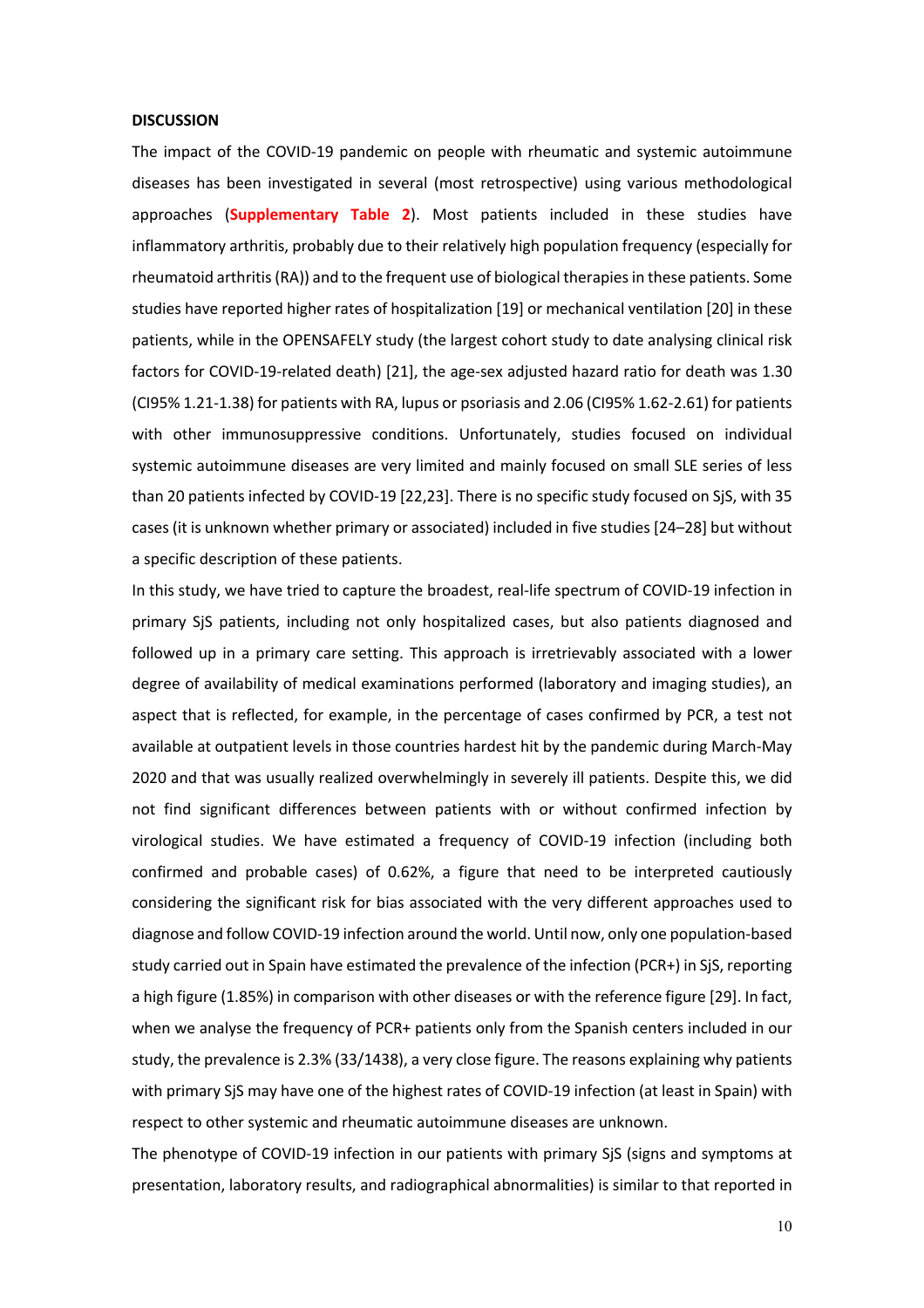**DISCUSSION**

The impact of the COVID-19 pandemic on people with rheumatic and systemic autoimmune diseases has been investigated in several (most retrospective) using various methodological approaches (**Supplementary Table 2**). Most patients included in these studies have inflammatory arthritis, probably due to their relatively high population frequency (especially for rheumatoid arthritis (RA)) and to the frequent use of biological therapies in these patients. Some studies have reported higher rates of hospitalization [19] or mechanical ventilation [20] in these patients, while in the OPENSAFELY study (the largest cohort study to date analysing clinical risk factors for COVID-19-related death) [21], the age-sex adjusted hazard ratio for death was 1.30 (CI95% 1.21-1.38) for patients with RA, lupus or psoriasis and 2.06 (CI95% 1.62-2.61) for patients with other immunosuppressive conditions. Unfortunately, studies focused on individual systemic autoimmune diseases are very limited and mainly focused on small SLE series of less than 20 patients infected by COVID-19 [22,23]. There is no specific study focused on SjS, with 35 cases (it is unknown whether primary or associated) included in five studies [24–28] but without a specific description of these patients.

In this study, we have tried to capture the broadest, real-life spectrum of COVID-19 infection in primary SjS patients, including not only hospitalized cases, but also patients diagnosed and followed up in a primary care setting. This approach is irretrievably associated with a lower degree of availability of medical examinations performed (laboratory and imaging studies), an aspect that is reflected, for example, in the percentage of cases confirmed by PCR, a test not available at outpatient levels in those countries hardest hit by the pandemic during March-May 2020 and that was usually realized overwhelmingly in severely ill patients. Despite this, we did not find significant differences between patients with or without confirmed infection by virological studies. We have estimated a frequency of COVID-19 infection (including both confirmed and probable cases) of 0.62%, a figure that need to be interpreted cautiously considering the significant risk for bias associated with the very different approaches used to diagnose and follow COVID-19 infection around the world. Until now, only one population-based study carried out in Spain have estimated the prevalence of the infection (PCR+) in SjS, reporting a high figure (1.85%) in comparison with other diseases or with the reference figure [29]. In fact, when we analyse the frequency of PCR+ patients only from the Spanish centers included in our study, the prevalence is 2.3% (33/1438), a very close figure. The reasons explaining why patients with primary SjS may have one of the highest rates of COVID-19 infection (at least in Spain) with respect to other systemic and rheumatic autoimmune diseases are unknown.

The phenotype of COVID-19 infection in our patients with primary SjS (signs and symptoms at presentation, laboratory results, and radiographical abnormalities) is similar to that reported in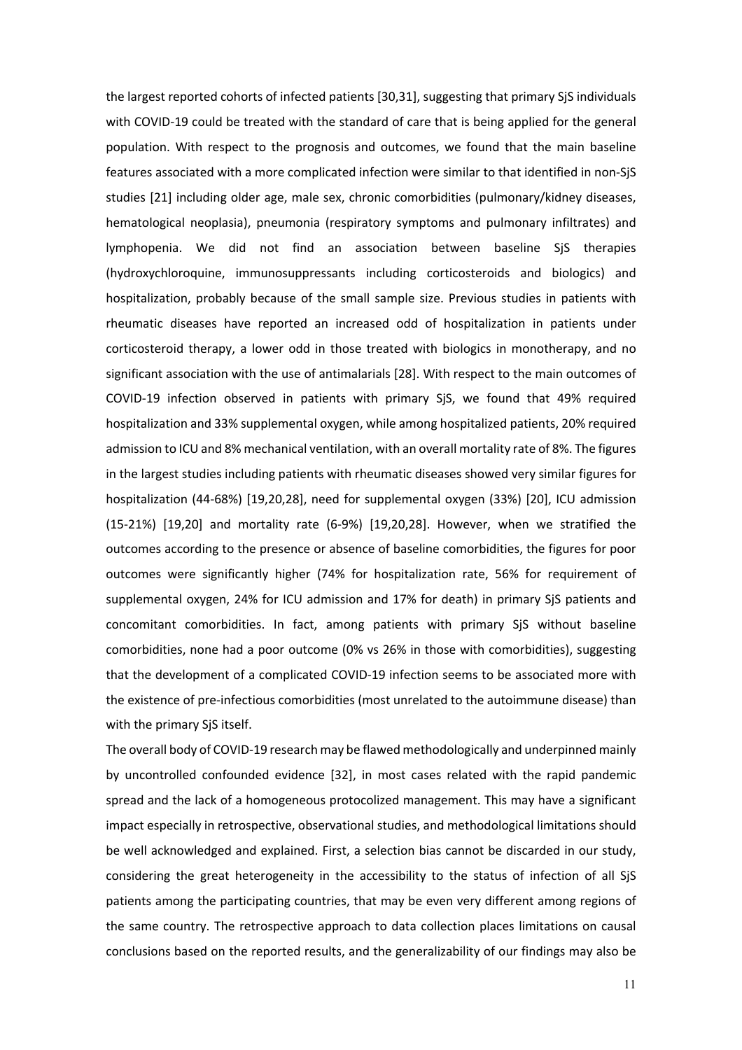the largest reported cohorts of infected patients [30,31], suggesting that primary SjS individuals with COVID-19 could be treated with the standard of care that is being applied for the general population. With respect to the prognosis and outcomes, we found that the main baseline features associated with a more complicated infection were similar to that identified in non-SjS studies [21] including older age, male sex, chronic comorbidities (pulmonary/kidney diseases, hematological neoplasia), pneumonia (respiratory symptoms and pulmonary infiltrates) and lymphopenia. We did not find an association between baseline SjS therapies (hydroxychloroquine, immunosuppressants including corticosteroids and biologics) and hospitalization, probably because of the small sample size. Previous studies in patients with rheumatic diseases have reported an increased odd of hospitalization in patients under corticosteroid therapy, a lower odd in those treated with biologics in monotherapy, and no significant association with the use of antimalarials [28]. With respect to the main outcomes of COVID-19 infection observed in patients with primary SjS, we found that 49% required hospitalization and 33% supplemental oxygen, while among hospitalized patients, 20% required admission to ICU and 8% mechanical ventilation, with an overall mortality rate of 8%. The figures in the largest studies including patients with rheumatic diseases showed very similar figures for hospitalization (44-68%) [19,20,28], need for supplemental oxygen (33%) [20], ICU admission (15-21%) [19,20] and mortality rate (6-9%) [19,20,28]. However, when we stratified the outcomes according to the presence or absence of baseline comorbidities, the figures for poor outcomes were significantly higher (74% for hospitalization rate, 56% for requirement of supplemental oxygen, 24% for ICU admission and 17% for death) in primary SjS patients and concomitant comorbidities. In fact, among patients with primary SjS without baseline comorbidities, none had a poor outcome (0% vs 26% in those with comorbidities), suggesting that the development of a complicated COVID-19 infection seems to be associated more with the existence of pre-infectious comorbidities (most unrelated to the autoimmune disease) than with the primary SjS itself.

The overall body of COVID-19 research may be flawed methodologically and underpinned mainly by uncontrolled confounded evidence [32], in most cases related with the rapid pandemic spread and the lack of a homogeneous protocolized management. This may have a significant impact especially in retrospective, observational studies, and methodological limitations should be well acknowledged and explained. First, a selection bias cannot be discarded in our study, considering the great heterogeneity in the accessibility to the status of infection of all SjS patients among the participating countries, that may be even very different among regions of the same country. The retrospective approach to data collection places limitations on causal conclusions based on the reported results, and the generalizability of our findings may also be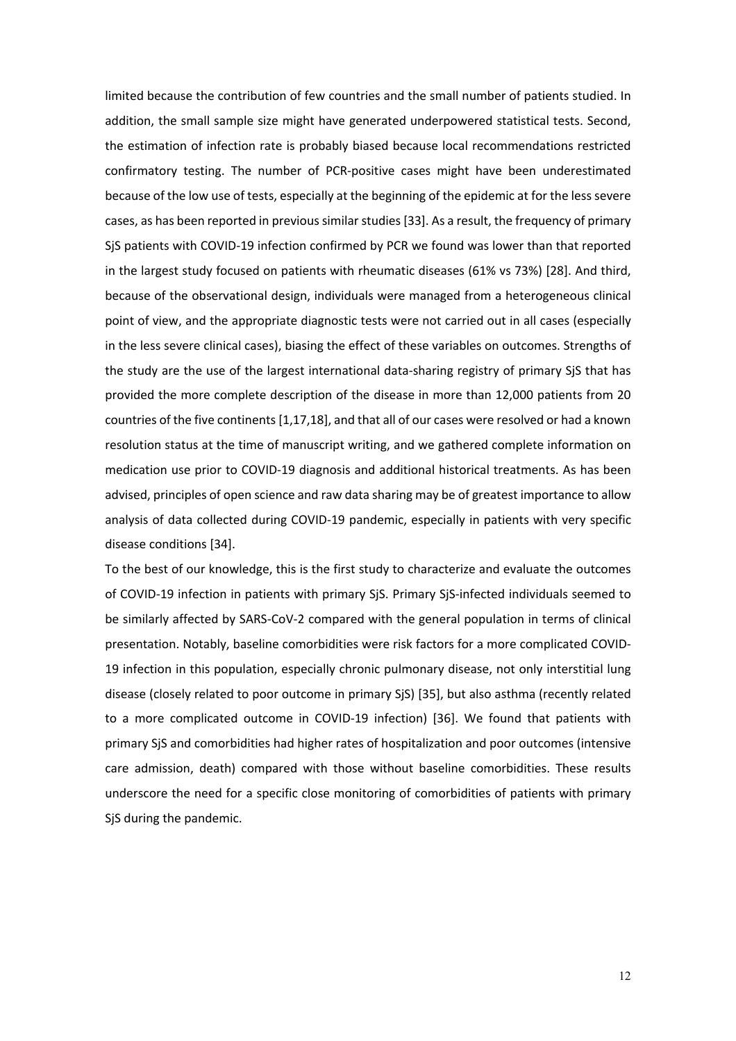limited because the contribution of few countries and the small number of patients studied. In addition, the small sample size might have generated underpowered statistical tests. Second, the estimation of infection rate is probably biased because local recommendations restricted confirmatory testing. The number of PCR-positive cases might have been underestimated because of the low use of tests, especially at the beginning of the epidemic at for the less severe cases, as has been reported in previous similar studies [33]. As a result, the frequency of primary SjS patients with COVID-19 infection confirmed by PCR we found was lower than that reported in the largest study focused on patients with rheumatic diseases (61% vs 73%) [28]. And third, because of the observational design, individuals were managed from a heterogeneous clinical point of view, and the appropriate diagnostic tests were not carried out in all cases (especially in the less severe clinical cases), biasing the effect of these variables on outcomes. Strengths of the study are the use of the largest international data-sharing registry of primary SjS that has provided the more complete description of the disease in more than 12,000 patients from 20 countries of the five continents [1,17,18], and that all of our cases were resolved or had a known resolution status at the time of manuscript writing, and we gathered complete information on medication use prior to COVID-19 diagnosis and additional historical treatments. As has been advised, principles of open science and raw data sharing may be of greatest importance to allow analysis of data collected during COVID-19 pandemic, especially in patients with very specific disease conditions [34].

To the best of our knowledge, this is the first study to characterize and evaluate the outcomes of COVID-19 infection in patients with primary SjS. Primary SjS-infected individuals seemed to be similarly affected by SARS-CoV-2 compared with the general population in terms of clinical presentation. Notably, baseline comorbidities were risk factors for a more complicated COVID-19 infection in this population, especially chronic pulmonary disease, not only interstitial lung disease (closely related to poor outcome in primary SjS) [35], but also asthma (recently related to a more complicated outcome in COVID-19 infection) [36]. We found that patients with primary SjS and comorbidities had higher rates of hospitalization and poor outcomes (intensive care admission, death) compared with those without baseline comorbidities. These results underscore the need for a specific close monitoring of comorbidities of patients with primary SjS during the pandemic.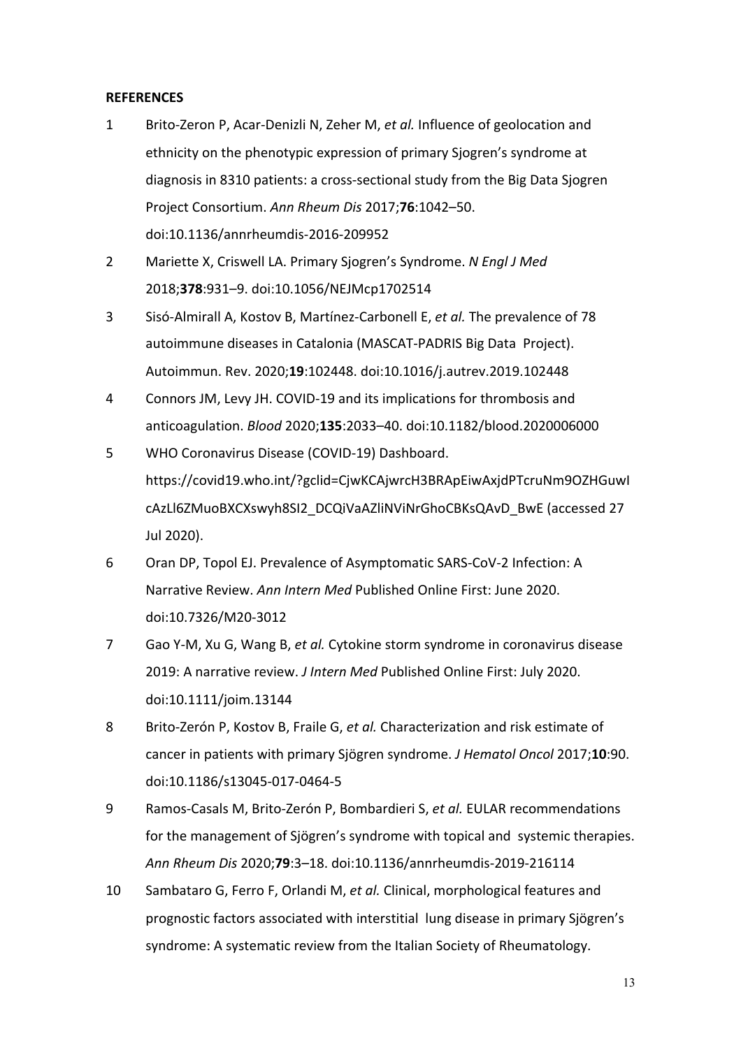**REFERENCES**

1. Brito-Zeron P, Acar-Denizli N, Zeher M, *et al.* Influence of geolocation and ethnicity on the phenotypic expression of primary Sjogren's syndrome at diagnosis in 8310 patients: a cross-sectional study from the Big Data Sjogren Project Consortium. *Ann Rheum Dis* 2017;**76**:1042–50. doi:10.1136/annrheumdis-2016-209952
2. Mariette X, Criswell LA. Primary Sjogren's Syndrome. *N Engl J Med* 2018;**378**:931–9. doi:10.1056/NEJMcp1702514
3. Sisó-Almirall A, Kostov B, Martínez-Carbonell E, *et al.* The prevalence of 78 autoimmune diseases in Catalonia (MASCAT-PADRIS Big Data Project). Autoimmun. Rev. 2020;**19**:102448. doi:10.1016/j.autrev.2019.102448
4. Connors JM, Levy JH. COVID-19 and its implications for thrombosis and anticoagulation. *Blood* 2020;**135**:2033–40. doi:10.1182/blood.2020006000
5. WHO Coronavirus Disease (COVID-19) Dashboard. https://covid19.who.int/?gclid=CjwKCAjwrcH3BRApEiwAxjdPTcruNm9OZHGuwIcAzLl6ZMuoBXCXswyh8SI2_DCQiVaAZliNViNrGhoCBKsQAvD_BwE (accessed 27 Jul 2020).
6. Oran DP, Topol EJ. Prevalence of Asymptomatic SARS-CoV-2 Infection: A Narrative Review. *Ann Intern Med* Published Online First: June 2020. doi:10.7326/M20-3012
7. Gao Y-M, Xu G, Wang B, *et al.* Cytokine storm syndrome in coronavirus disease 2019: A narrative review. *J Intern Med* Published Online First: July 2020. doi:10.1111/joim.13144
8. Brito-Zerón P, Kostov B, Fraile G, *et al.* Characterization and risk estimate of cancer in patients with primary Sjögren syndrome. *J Hematol Oncol* 2017;**10**:90. doi:10.1186/s13045-017-0464-5
9. Ramos-Casals M, Brito-Zerón P, Bombardieri S, *et al.* EULAR recommendations for the management of Sjögren's syndrome with topical and systemic therapies. *Ann Rheum Dis* 2020;**79**:3–18. doi:10.1136/annrheumdis-2019-216114
10. Sambataro G, Ferro F, Orlandi M, *et al.* Clinical, morphological features and prognostic factors associated with interstitial lung disease in primary Sjögren's syndrome: A systematic review from the Italian Society of Rheumatology.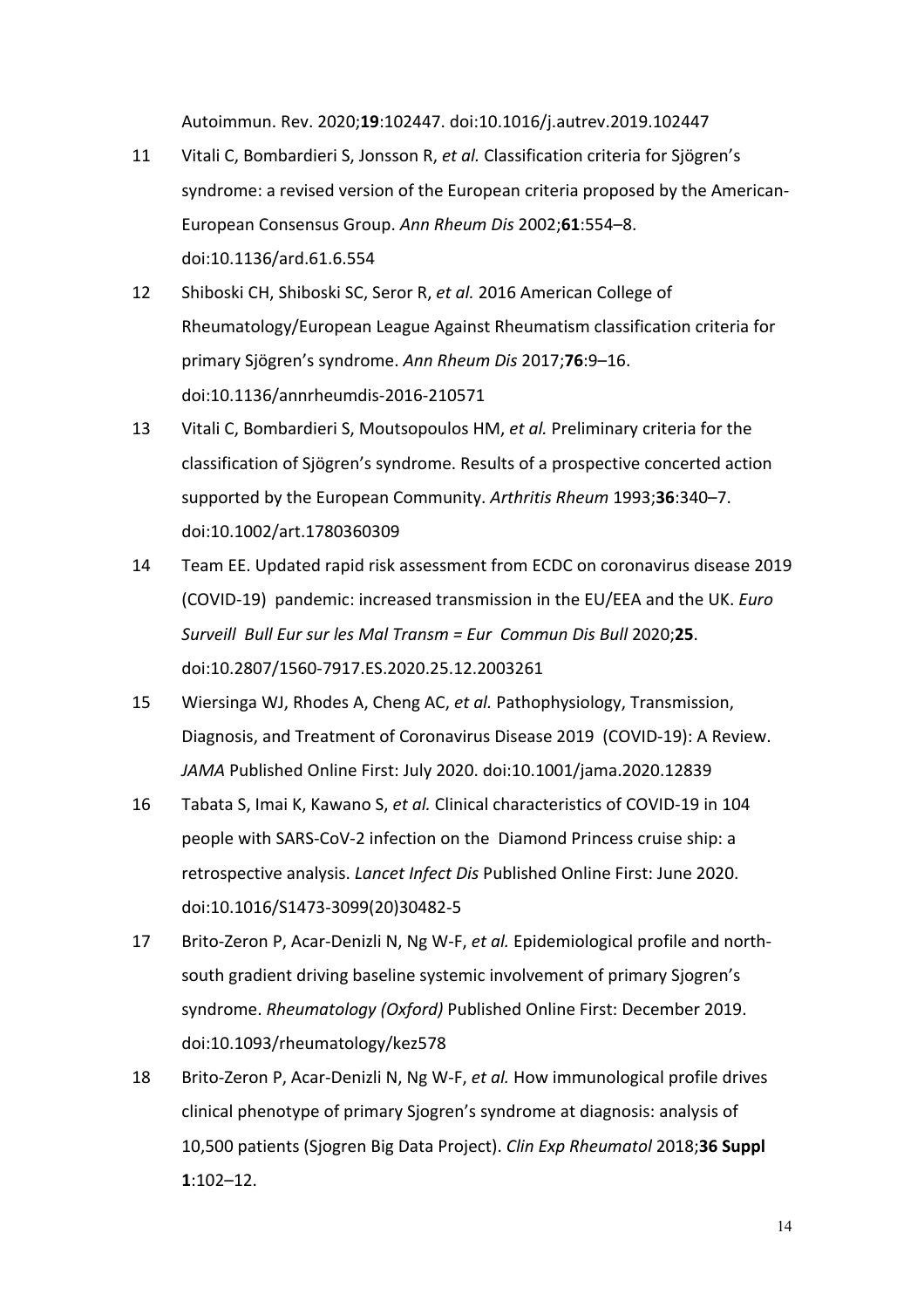Autoimmun. Rev. 2020;**19**:102447. doi:10.1016/j.autrev.2019.102447

11 Vitali C, Bombardieri S, Jonsson R, *et al.* Classification criteria for Sjögren's syndrome: a revised version of the European criteria proposed by the American-European Consensus Group. *Ann Rheum Dis* 2002;**61**:554–8. doi:10.1136/ard.61.6.554

12 Shiboski CH, Shiboski SC, Seror R, *et al.* 2016 American College of Rheumatology/European League Against Rheumatism classification criteria for primary Sjögren's syndrome. *Ann Rheum Dis* 2017;**76**:9–16. doi:10.1136/annrheumdis-2016-210571

13 Vitali C, Bombardieri S, Moutsopoulos HM, *et al.* Preliminary criteria for the classification of Sjögren's syndrome. Results of a prospective concerted action supported by the European Community. *Arthritis Rheum* 1993;**36**:340–7. doi:10.1002/art.1780360309

14 Team EE. Updated rapid risk assessment from ECDC on coronavirus disease 2019 (COVID-19) pandemic: increased transmission in the EU/EEA and the UK. *Euro Surveill Bull Eur sur les Mal Transm = Eur Commun Dis Bull* 2020;**25**. doi:10.2807/1560-7917.ES.2020.25.12.2003261

15 Wiersinga WJ, Rhodes A, Cheng AC, *et al.* Pathophysiology, Transmission, Diagnosis, and Treatment of Coronavirus Disease 2019 (COVID-19): A Review. *JAMA* Published Online First: July 2020. doi:10.1001/jama.2020.12839

16 Tabata S, Imai K, Kawano S, *et al.* Clinical characteristics of COVID-19 in 104 people with SARS-CoV-2 infection on the Diamond Princess cruise ship: a retrospective analysis. *Lancet Infect Dis* Published Online First: June 2020. doi:10.1016/S1473-3099(20)30482-5

17 Brito-Zeron P, Acar-Denizli N, Ng W-F, *et al.* Epidemiological profile and north-south gradient driving baseline systemic involvement of primary Sjogren's syndrome. *Rheumatology (Oxford)* Published Online First: December 2019. doi:10.1093/rheumatology/kez578

18 Brito-Zeron P, Acar-Denizli N, Ng W-F, *et al.* How immunological profile drives clinical phenotype of primary Sjogren's syndrome at diagnosis: analysis of 10,500 patients (Sjogren Big Data Project). *Clin Exp Rheumatol* 2018;**36 Suppl 1**:102–12.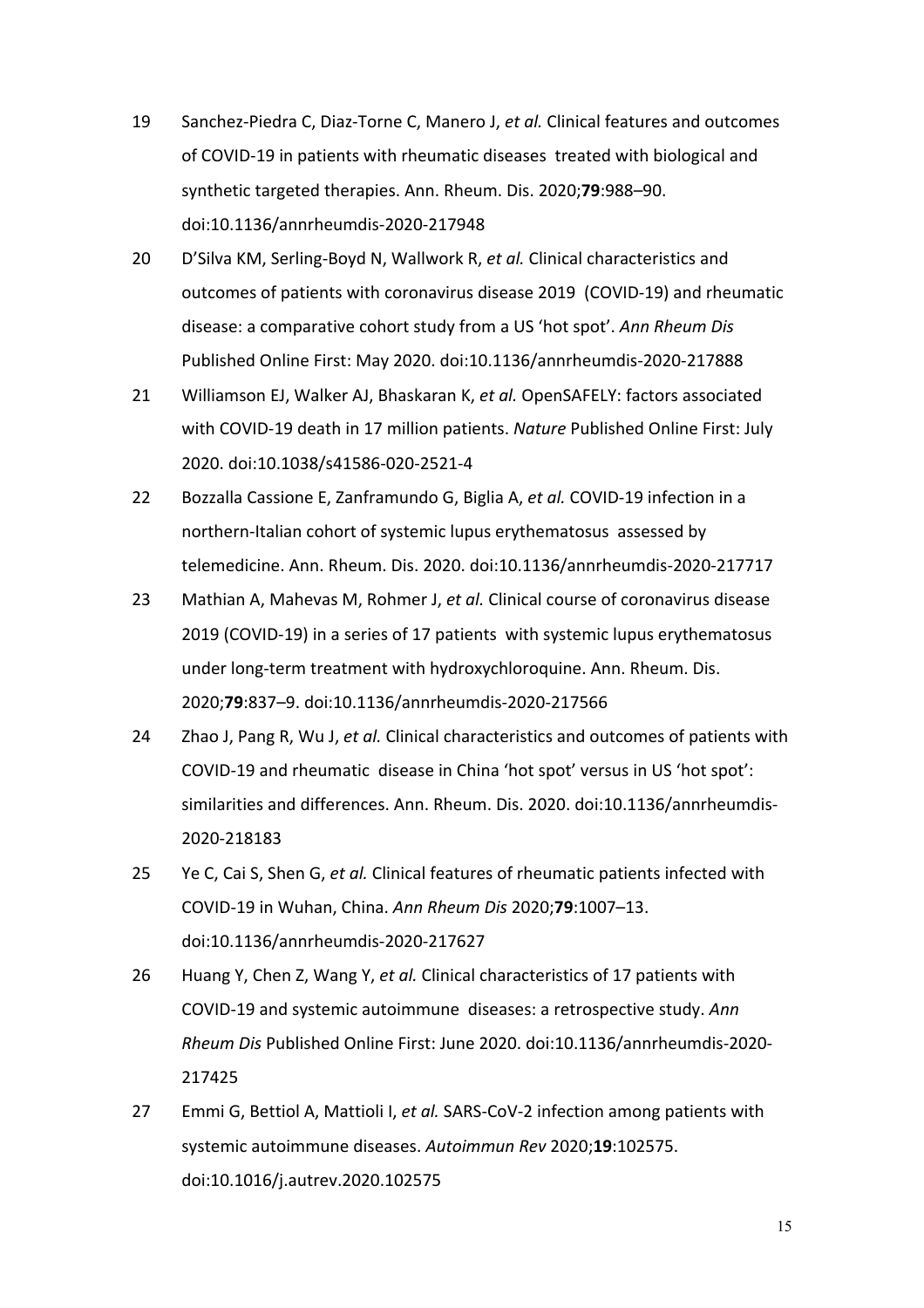19 Sanchez-Piedra C, Diaz-Torne C, Manero J, *et al.* Clinical features and outcomes of COVID-19 in patients with rheumatic diseases treated with biological and synthetic targeted therapies. Ann. Rheum. Dis. 2020;**79**:988–90. doi:10.1136/annrheumdis-2020-217948

20 D'Silva KM, Serling-Boyd N, Wallwork R, *et al.* Clinical characteristics and outcomes of patients with coronavirus disease 2019 (COVID-19) and rheumatic disease: a comparative cohort study from a US 'hot spot'. *Ann Rheum Dis* Published Online First: May 2020. doi:10.1136/annrheumdis-2020-217888

21 Williamson EJ, Walker AJ, Bhaskaran K, *et al.* OpenSAFELY: factors associated with COVID-19 death in 17 million patients. *Nature* Published Online First: July 2020. doi:10.1038/s41586-020-2521-4

22 Bozzalla Cassione E, Zanframundo G, Biglia A, *et al.* COVID-19 infection in a northern-Italian cohort of systemic lupus erythematosus assessed by telemedicine. Ann. Rheum. Dis. 2020. doi:10.1136/annrheumdis-2020-217717

23 Mathian A, Mahevas M, Rohmer J, *et al.* Clinical course of coronavirus disease 2019 (COVID-19) in a series of 17 patients with systemic lupus erythematosus under long-term treatment with hydroxychloroquine. Ann. Rheum. Dis. 2020;**79**:837–9. doi:10.1136/annrheumdis-2020-217566

24 Zhao J, Pang R, Wu J, *et al.* Clinical characteristics and outcomes of patients with COVID-19 and rheumatic disease in China 'hot spot' versus in US 'hot spot': similarities and differences. Ann. Rheum. Dis. 2020. doi:10.1136/annrheumdis-2020-218183

25 Ye C, Cai S, Shen G, *et al.* Clinical features of rheumatic patients infected with COVID-19 in Wuhan, China. *Ann Rheum Dis* 2020;**79**:1007–13. doi:10.1136/annrheumdis-2020-217627

26 Huang Y, Chen Z, Wang Y, *et al.* Clinical characteristics of 17 patients with COVID-19 and systemic autoimmune diseases: a retrospective study. *Ann Rheum Dis* Published Online First: June 2020. doi:10.1136/annrheumdis-2020-217425

27 Emmi G, Bettiol A, Mattioli I, *et al.* SARS-CoV-2 infection among patients with systemic autoimmune diseases. *Autoimmun Rev* 2020;**19**:102575. doi:10.1016/j.autrev.2020.102575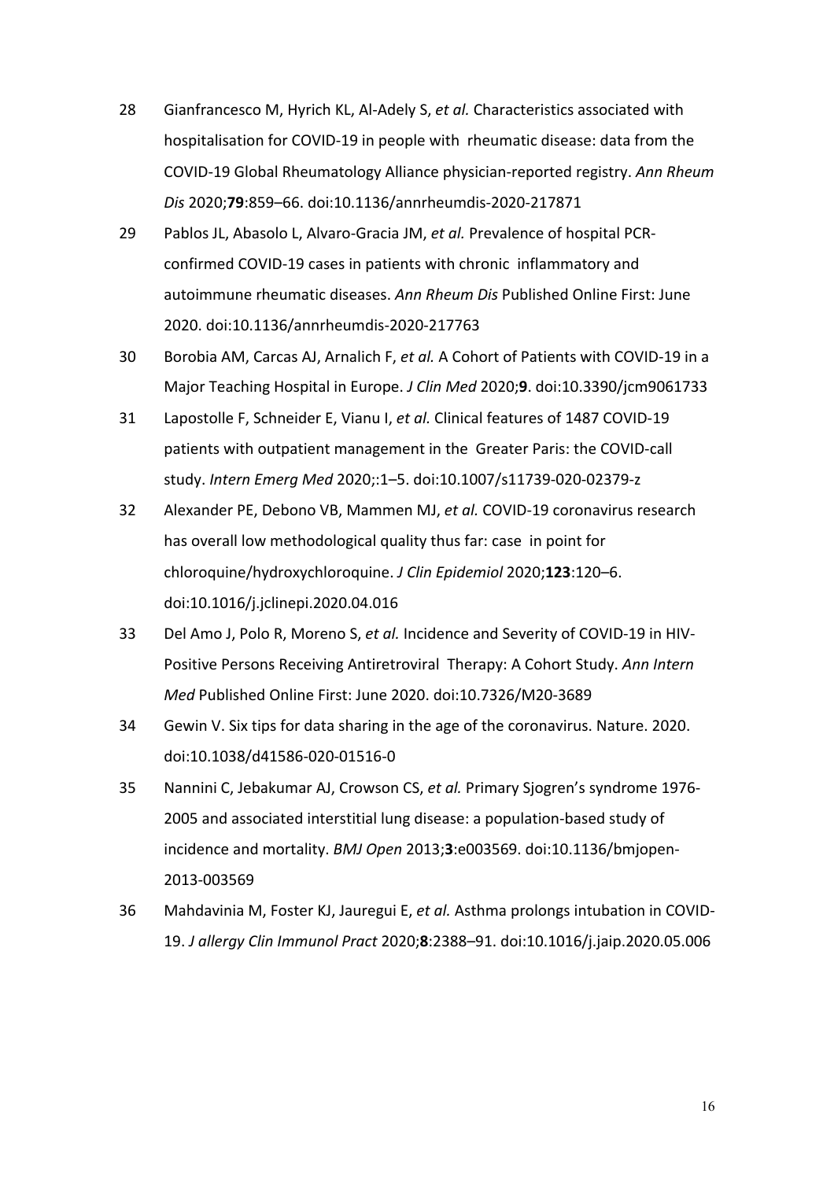28 Gianfrancesco M, Hyrich KL, Al-Adely S, *et al.* Characteristics associated with hospitalisation for COVID-19 in people with rheumatic disease: data from the COVID-19 Global Rheumatology Alliance physician-reported registry. *Ann Rheum Dis* 2020;**79**:859–66. doi:10.1136/annrheumdis-2020-217871

29 Pablos JL, Abasolo L, Alvaro-Gracia JM, *et al.* Prevalence of hospital PCR-confirmed COVID-19 cases in patients with chronic inflammatory and autoimmune rheumatic diseases. *Ann Rheum Dis* Published Online First: June 2020. doi:10.1136/annrheumdis-2020-217763

30 Borobia AM, Carcas AJ, Arnalich F, *et al.* A Cohort of Patients with COVID-19 in a Major Teaching Hospital in Europe. *J Clin Med* 2020;**9**. doi:10.3390/jcm9061733

31 Lapostolle F, Schneider E, Vianu I, *et al.* Clinical features of 1487 COVID-19 patients with outpatient management in the Greater Paris: the COVID-call study. *Intern Emerg Med* 2020;:1–5. doi:10.1007/s11739-020-02379-z

32 Alexander PE, Debono VB, Mammen MJ, *et al.* COVID-19 coronavirus research has overall low methodological quality thus far: case in point for chloroquine/hydroxychloroquine. *J Clin Epidemiol* 2020;**123**:120–6. doi:10.1016/j.jclinepi.2020.04.016

33 Del Amo J, Polo R, Moreno S, *et al.* Incidence and Severity of COVID-19 in HIV-Positive Persons Receiving Antiretroviral Therapy: A Cohort Study. *Ann Intern Med* Published Online First: June 2020. doi:10.7326/M20-3689

34 Gewin V. Six tips for data sharing in the age of the coronavirus. Nature. 2020. doi:10.1038/d41586-020-01516-0

35 Nannini C, Jebakumar AJ, Crowson CS, *et al.* Primary Sjogren's syndrome 1976-2005 and associated interstitial lung disease: a population-based study of incidence and mortality. *BMJ Open* 2013;**3**:e003569. doi:10.1136/bmjopen-2013-003569

36 Mahdavinia M, Foster KJ, Jauregui E, *et al.* Asthma prolongs intubation in COVID-19. *J allergy Clin Immunol Pract* 2020;**8**:2388–91. doi:10.1016/j.jaip.2020.05.006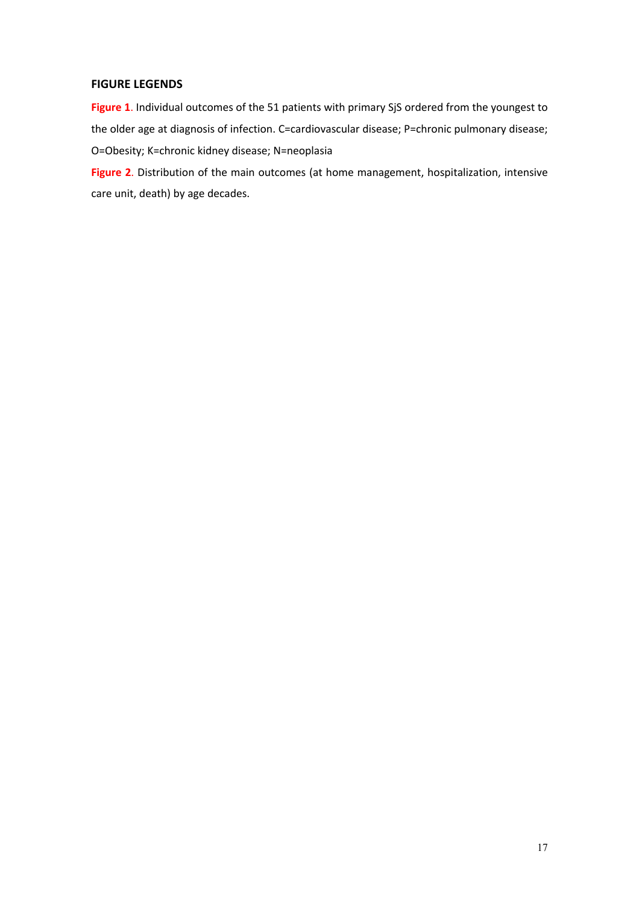## FIGURE LEGENDS

**Figure 1**. Individual outcomes of the 51 patients with primary SjS ordered from the youngest to the older age at diagnosis of infection. C=cardiovascular disease; P=chronic pulmonary disease; O=Obesity; K=chronic kidney disease; N=neoplasia

**Figure 2**. Distribution of the main outcomes (at home management, hospitalization, intensive care unit, death) by age decades.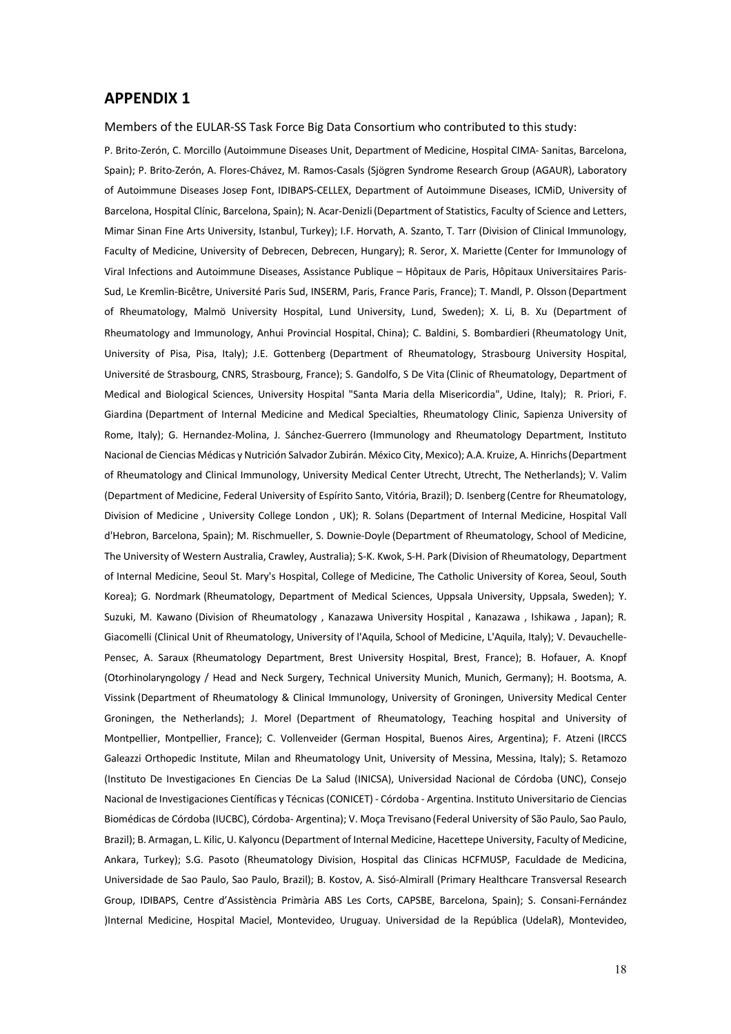# APPENDIX 1

Members of the EULAR-SS Task Force Big Data Consortium who contributed to this study:

P. Brito-Zerón, C. Morcillo (Autoimmune Diseases Unit, Department of Medicine, Hospital CIMA- Sanitas, Barcelona, Spain); P. Brito-Zerón, A. Flores-Chávez, M. Ramos-Casals (Sjögren Syndrome Research Group (AGAUR), Laboratory of Autoimmune Diseases Josep Font, IDIBAPS-CELLEX, Department of Autoimmune Diseases, ICMiD, University of Barcelona, Hospital Clínic, Barcelona, Spain); N. Acar-Denizli (Department of Statistics, Faculty of Science and Letters, Mimar Sinan Fine Arts University, Istanbul, Turkey); I.F. Horvath, A. Szanto, T. Tarr (Division of Clinical Immunology, Faculty of Medicine, University of Debrecen, Debrecen, Hungary); R. Seror, X. Mariette (Center for Immunology of Viral Infections and Autoimmune Diseases, Assistance Publique – Hôpitaux de Paris, Hôpitaux Universitaires Paris-Sud, Le Kremlin-Bicêtre, Université Paris Sud, INSERM, Paris, France Paris, France); T. Mandl, P. Olsson (Department of Rheumatology, Malmö University Hospital, Lund University, Lund, Sweden); X. Li, B. Xu (Department of Rheumatology and Immunology, Anhui Provincial Hospital, China); C. Baldini, S. Bombardieri (Rheumatology Unit, University of Pisa, Pisa, Italy); J.E. Gottenberg (Department of Rheumatology, Strasbourg University Hospital, Université de Strasbourg, CNRS, Strasbourg, France); S. Gandolfo, S De Vita (Clinic of Rheumatology, Department of Medical and Biological Sciences, University Hospital "Santa Maria della Misericordia", Udine, Italy); R. Priori, F. Giardina (Department of Internal Medicine and Medical Specialties, Rheumatology Clinic, Sapienza University of Rome, Italy); G. Hernandez-Molina, J. Sánchez-Guerrero (Immunology and Rheumatology Department, Instituto Nacional de Ciencias Médicas y Nutrición Salvador Zubirán. México City, Mexico); A.A. Kruize, A. Hinrichs (Department of Rheumatology and Clinical Immunology, University Medical Center Utrecht, Utrecht, The Netherlands); V. Valim (Department of Medicine, Federal University of Espírito Santo, Vitória, Brazil); D. Isenberg (Centre for Rheumatology, Division of Medicine , University College London , UK); R. Solans (Department of Internal Medicine, Hospital Vall d'Hebron, Barcelona, Spain); M. Rischmueller, S. Downie-Doyle (Department of Rheumatology, School of Medicine, The University of Western Australia, Crawley, Australia); S-K. Kwok, S-H. Park (Division of Rheumatology, Department of Internal Medicine, Seoul St. Mary's Hospital, College of Medicine, The Catholic University of Korea, Seoul, South Korea); G. Nordmark (Rheumatology, Department of Medical Sciences, Uppsala University, Uppsala, Sweden); Y. Suzuki, M. Kawano (Division of Rheumatology , Kanazawa University Hospital , Kanazawa , Ishikawa , Japan); R. Giacomelli (Clinical Unit of Rheumatology, University of l'Aquila, School of Medicine, L'Aquila, Italy); V. Devauchelle-Pensec, A. Saraux (Rheumatology Department, Brest University Hospital, Brest, France); B. Hofauer, A. Knopf (Otorhinolaryngology / Head and Neck Surgery, Technical University Munich, Munich, Germany); H. Bootsma, A. Vissink (Department of Rheumatology & Clinical Immunology, University of Groningen, University Medical Center Groningen, the Netherlands); J. Morel (Department of Rheumatology, Teaching hospital and University of Montpellier, Montpellier, France); C. Vollenveider (German Hospital, Buenos Aires, Argentina); F. Atzeni (IRCCS Galeazzi Orthopedic Institute, Milan and Rheumatology Unit, University of Messina, Messina, Italy); S. Retamozo (Instituto De Investigaciones En Ciencias De La Salud (INICSA), Universidad Nacional de Córdoba (UNC), Consejo Nacional de Investigaciones Científicas y Técnicas (CONICET) - Córdoba - Argentina. Instituto Universitario de Ciencias Biomédicas de Córdoba (IUCBC), Córdoba- Argentina); V. Moça Trevisano (Federal University of São Paulo, Sao Paulo, Brazil); B. Armagan, L. Kilic, U. Kalyoncu (Department of Internal Medicine, Hacettepe University, Faculty of Medicine, Ankara, Turkey); S.G. Pasoto (Rheumatology Division, Hospital das Clinicas HCFMUSP, Faculdade de Medicina, Universidade de Sao Paulo, Sao Paulo, Brazil); B. Kostov, A. Sisó-Almirall (Primary Healthcare Transversal Research Group, IDIBAPS, Centre d'Assistència Primària ABS Les Corts, CAPSBE, Barcelona, Spain); S. Consani-Fernández )Internal Medicine, Hospital Maciel, Montevideo, Uruguay. Universidad de la República (UdelaR), Montevideo,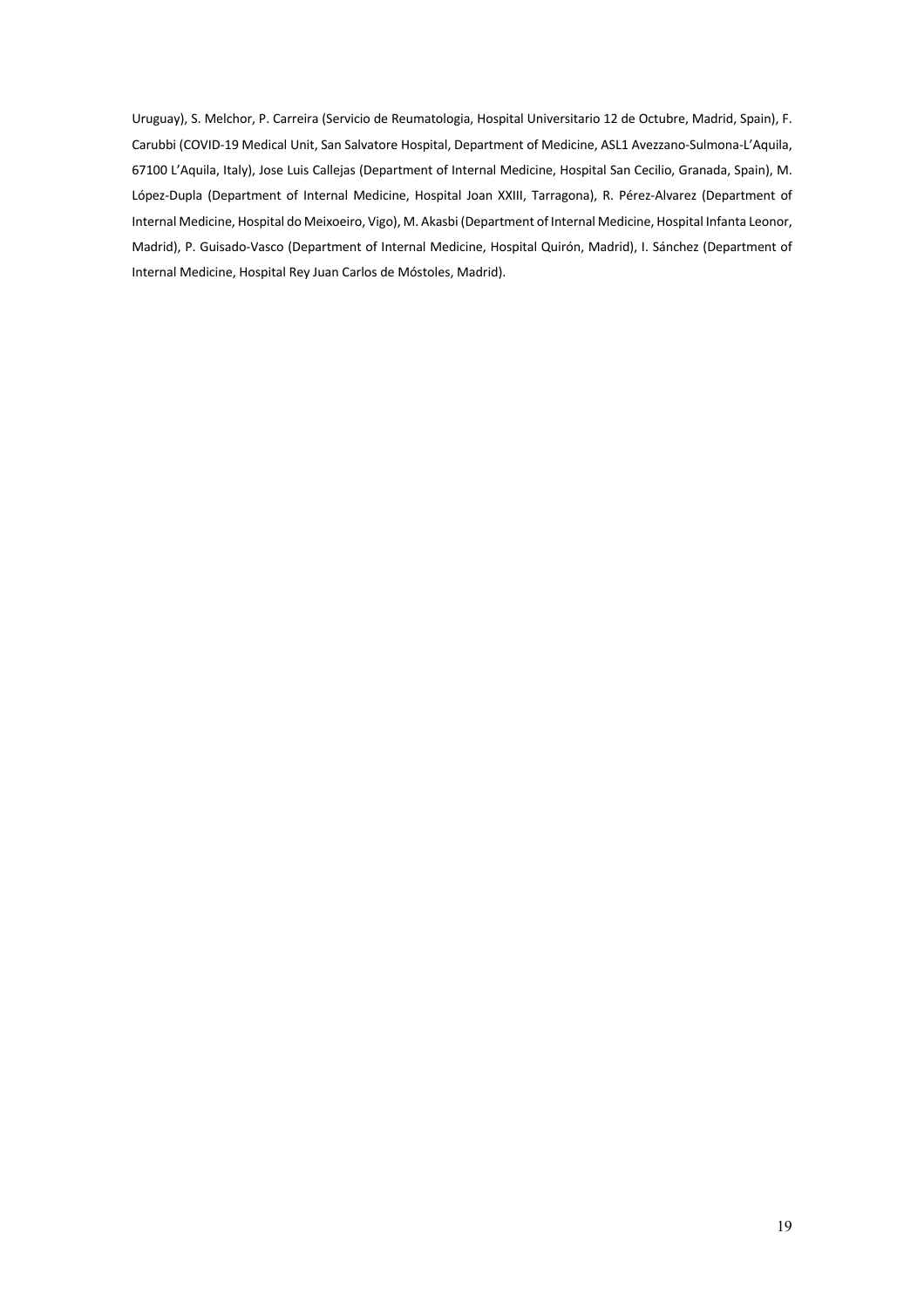Uruguay), S. Melchor, P. Carreira (Servicio de Reumatologia, Hospital Universitario 12 de Octubre, Madrid, Spain), F. Carubbi (COVID-19 Medical Unit, San Salvatore Hospital, Department of Medicine, ASL1 Avezzano-Sulmona-L'Aquila, 67100 L'Aquila, Italy), Jose Luis Callejas (Department of Internal Medicine, Hospital San Cecilio, Granada, Spain), M. López-Dupla (Department of Internal Medicine, Hospital Joan XXIII, Tarragona), R. Pérez-Alvarez (Department of Internal Medicine, Hospital do Meixoeiro, Vigo), M. Akasbi (Department of Internal Medicine, Hospital Infanta Leonor, Madrid), P. Guisado-Vasco (Department of Internal Medicine, Hospital Quirón, Madrid), I. Sánchez (Department of Internal Medicine, Hospital Rey Juan Carlos de Móstoles, Madrid).